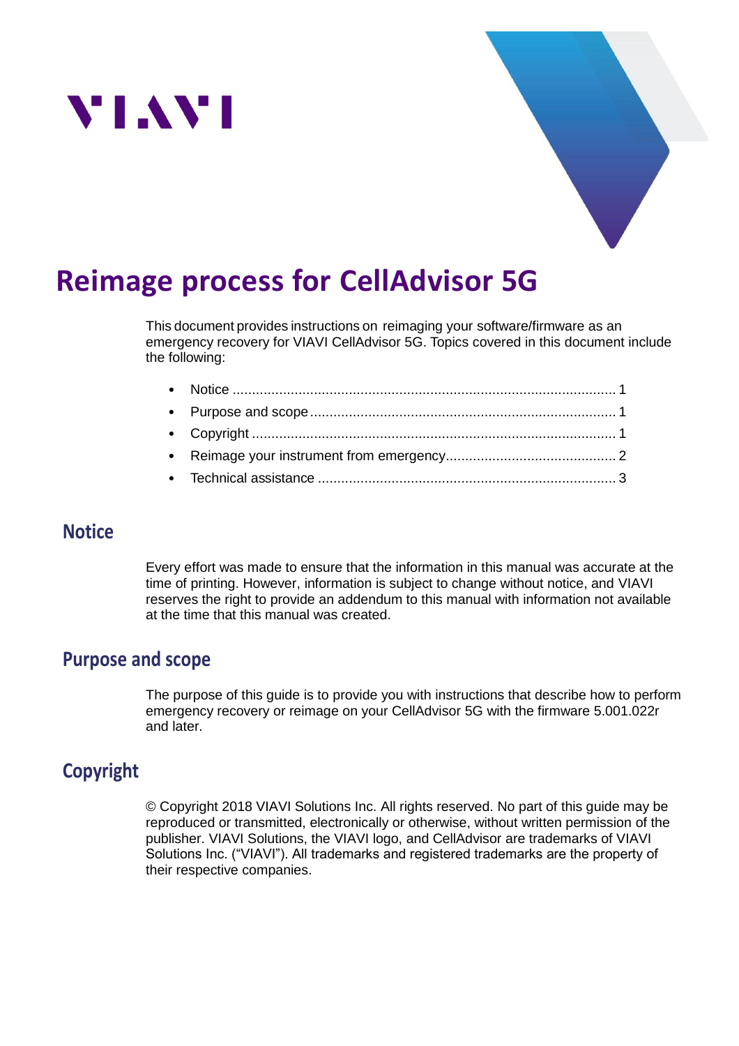# Reimage process for CellAdvisor 5G

This document provides instructions on reimaging your software/firmware as an emergency recovery for VIAVI CellAdvisor 5G. Topics covered in this document include the following:

- Notice ........................................................................................ 1
- Purpose and scope ...................................................................... 1
- Copyright ................................................................................... 1
- Reimage your instrument from emergency.................................... 2
- Technical assistance .................................................................... 3

## Notice

Every effort was made to ensure that the information in this manual was accurate at the time of printing. However, information is subject to change without notice, and VIAVI reserves the right to provide an addendum to this manual with information not available at the time that this manual was created.

## Purpose and scope

The purpose of this guide is to provide you with instructions that describe how to perform emergency recovery or reimage on your CellAdvisor 5G with the firmware 5.001.022r and later.

## Copyright

© Copyright 2018 VIAVI Solutions Inc. All rights reserved. No part of this guide may be reproduced or transmitted, electronically or otherwise, without written permission of the publisher. VIAVI Solutions, the VIAVI logo, and CellAdvisor are trademarks of VIAVI Solutions Inc. ("VIAVI"). All trademarks and registered trademarks are the property of their respective companies.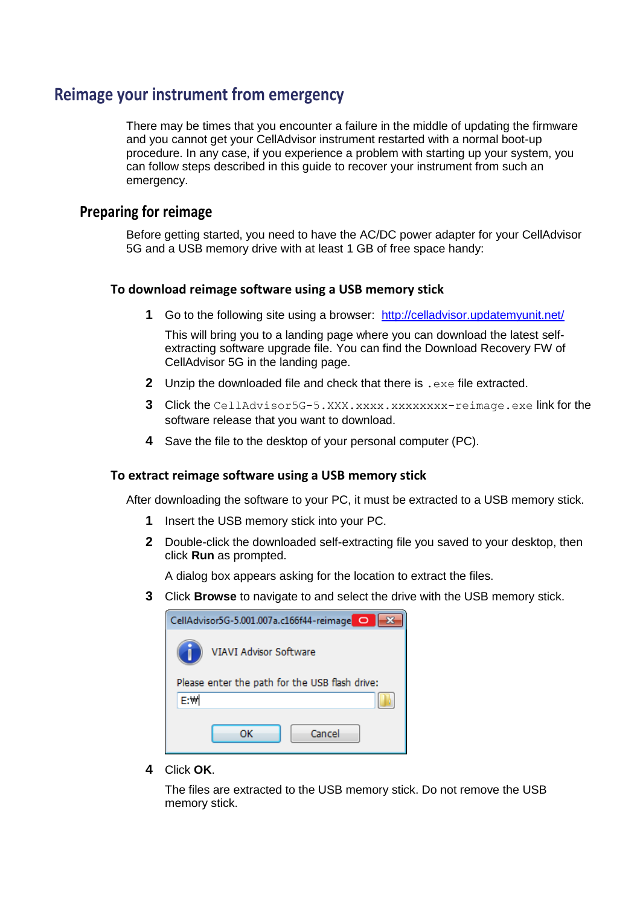# Reimage your instrument from emergency

There may be times that you encounter a failure in the middle of updating the firmware and you cannot get your CellAdvisor instrument restarted with a normal boot-up procedure. In any case, if you experience a problem with starting up your system, you can follow steps described in this guide to recover your instrument from such an emergency.

## Preparing for reimage

Before getting started, you need to have the AC/DC power adapter for your CellAdvisor 5G and a USB memory drive with at least 1 GB of free space handy:

### To download reimage software using a USB memory stick

1. Go to the following site using a browser: http://celladvisor.updatemyunit.net/

   This will bring you to a landing page where you can download the latest self-extracting software upgrade file. You can find the Download Recovery FW of CellAdvisor 5G in the landing page.

2. Unzip the downloaded file and check that there is `.exe` file extracted.
3. Click the `CellAdvisor5G-5.XXX.xxxx.xxxxxxxx-reimage.exe` link for the software release that you want to download.
4. Save the file to the desktop of your personal computer (PC).

### To extract reimage software using a USB memory stick

After downloading the software to your PC, it must be extracted to a USB memory stick.

1. Insert the USB memory stick into your PC.
2. Double-click the downloaded self-extracting file you saved to your desktop, then click **Run** as prompted.

   A dialog box appears asking for the location to extract the files.

3. Click **Browse** to navigate to and select the drive with the USB memory stick.

   CellAdvisor5G-5.001.007a.c166f44-reimage

   VIAVI Advisor Software

   Please enter the path for the USB flash drive:

   E:₩

   OK Cancel

4. Click **OK**.

   The files are extracted to the USB memory stick. Do not remove the USB memory stick.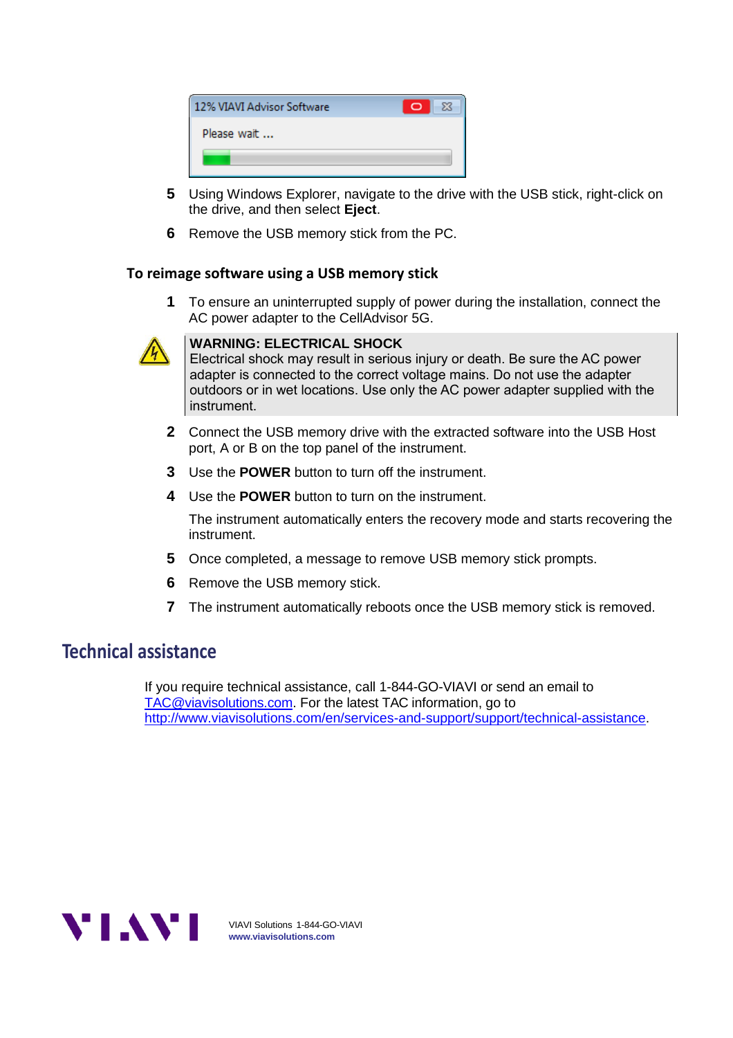12% VIAVI Advisor Software

Please wait ...

5. Using Windows Explorer, navigate to the drive with the USB stick, right-click on the drive, and then select **Eject**.
6. Remove the USB memory stick from the PC.

### To reimage software using a USB memory stick

1. To ensure an uninterrupted supply of power during the installation, connect the AC power adapter to the CellAdvisor 5G.

> **WARNING: ELECTRICAL SHOCK**
> Electrical shock may result in serious injury or death. Be sure the AC power adapter is connected to the correct voltage mains. Do not use the adapter outdoors or in wet locations. Use only the AC power adapter supplied with the instrument.

2. Connect the USB memory drive with the extracted software into the USB Host port, A or B on the top panel of the instrument.
3. Use the **POWER** button to turn off the instrument.
4. Use the **POWER** button to turn on the instrument.

   The instrument automatically enters the recovery mode and starts recovering the instrument.
5. Once completed, a message to remove USB memory stick prompts.
6. Remove the USB memory stick.
7. The instrument automatically reboots once the USB memory stick is removed.

## Technical assistance

If you require technical assistance, call 1-844-GO-VIAVI or send an email to TAC@viavisolutions.com. For the latest TAC information, go to http://www.viavisolutions.com/en/services-and-support/support/technical-assistance.

VIAVI Solutions 1-844-GO-VIAVI
www.viavisolutions.com